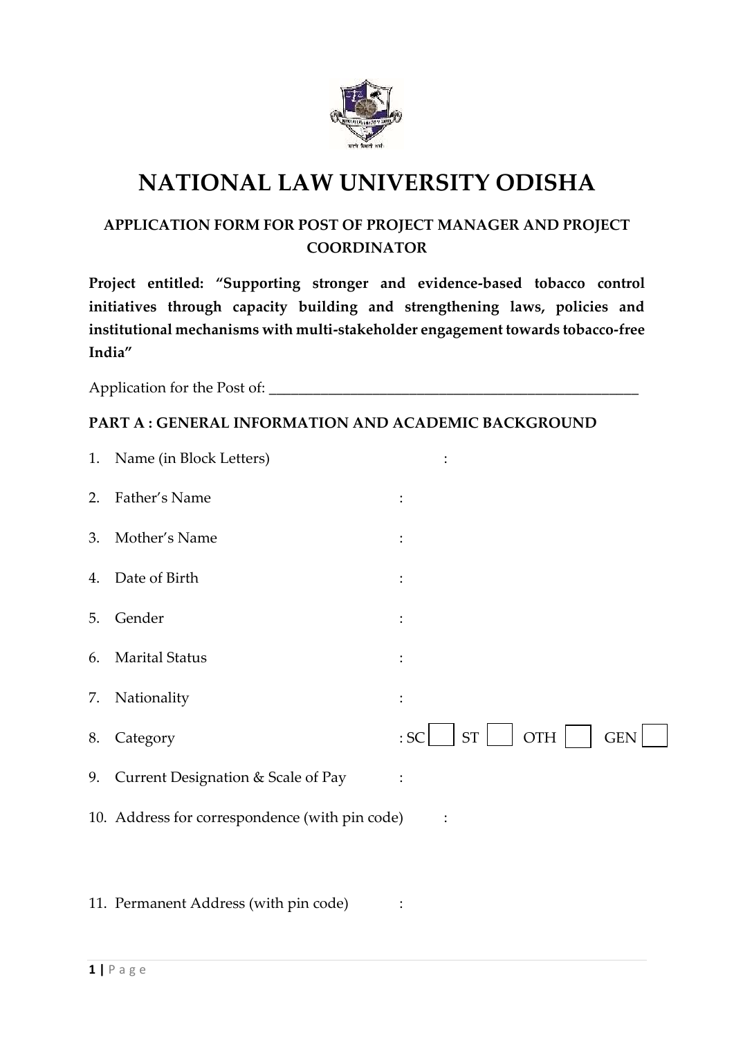# NATIONAL LAW UNIVERSITY ODISHA

## APPLICATION FORM FOR POST OF PROJECT MANAGER AND PROJECT COORDINATOR

**Project entitled: "Supporting stronger and evidence-based tobacco control initiatives through capacity building and strengthening laws, policies and institutional mechanisms with multi-stakeholder engagement towards tobacco-free India"**

Application for the Post of: ___________________________________________________

### PART A : GENERAL INFORMATION AND ACADEMIC BACKGROUND

1. Name (in Block Letters) :
2. Father's Name :
3. Mother's Name :
4. Date of Birth :
5. Gender :
6. Marital Status :
7. Nationality :
8. Category : SC ☐ ST ☐ OTH ☐ GEN ☐
9. Current Designation & Scale of Pay :
10. Address for correspondence (with pin code) :
11. Permanent Address (with pin code) :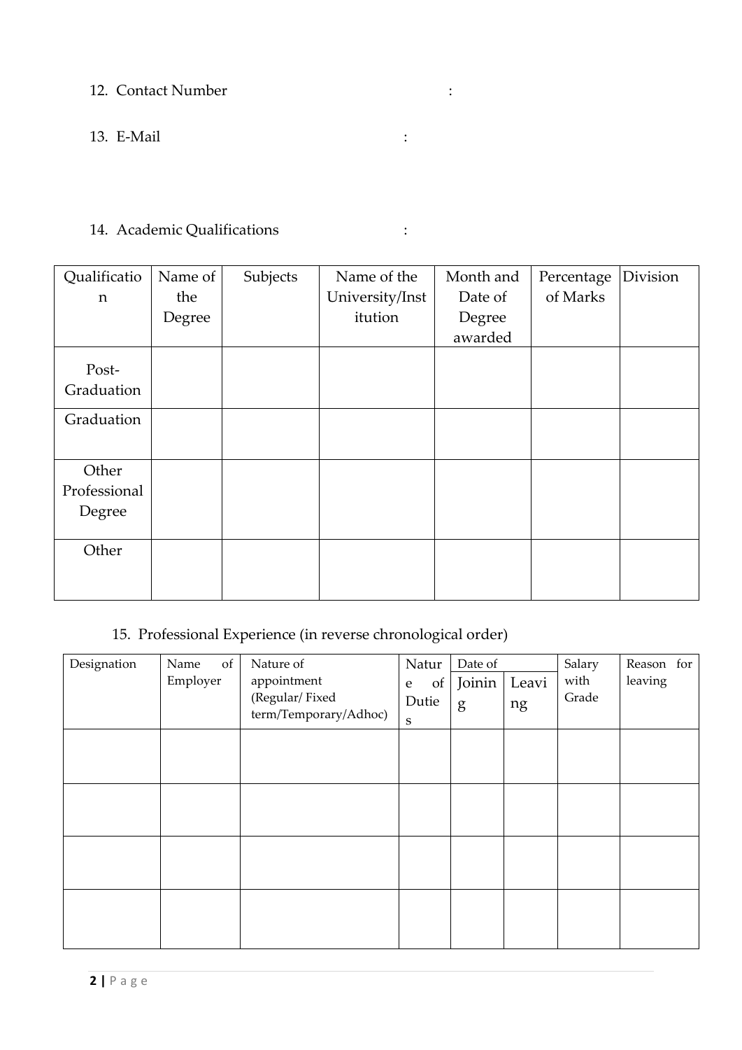12. Contact Number :

13. E-Mail :

14. Academic Qualifications :

| Qualification | Name of the Degree | Subjects | Name of the University/Institution | Month and Date of Degree awarded | Percentage of Marks | Division |
|---|---|---|---|---|---|---|
| Post-Graduation | | | | | | |
| Graduation | | | | | | |
| Other Professional Degree | | | | | | |
| Other | | | | | | |

15. Professional Experience (in reverse chronological order)

| Designation | Name of Employer | Nature of appointment (Regular/ Fixed term/Temporary/Adhoc) | Nature of Duties | Date of | | Salary with Grade | Reason for leaving |
|---|---|---|---|---|---|---|---|
| | | | | Joining | Leaving | | |
| | | | | | | | |
| | | | | | | | |
| | | | | | | | |
| | | | | | | | |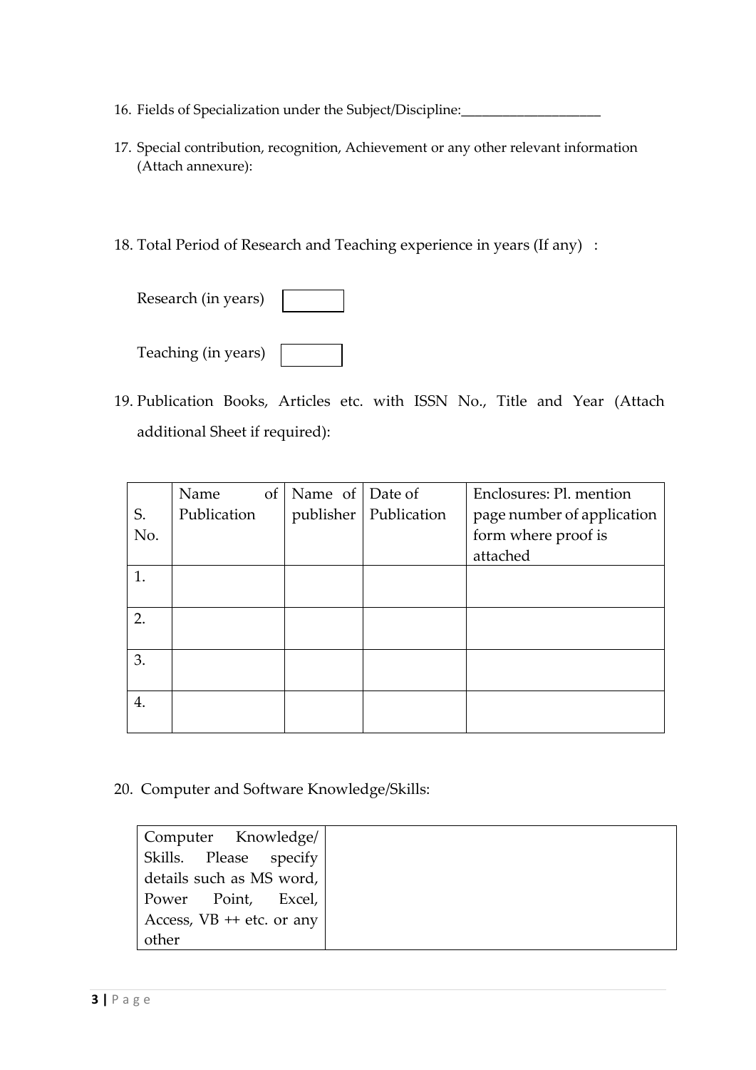16. Fields of Specialization under the Subject/Discipline:____________________

17. Special contribution, recognition, Achievement or any other relevant information (Attach annexure):

18. Total Period of Research and Teaching experience in years (If any) :

    Research (in years) [ ]

    Teaching (in years) [ ]

19. Publication Books, Articles etc. with ISSN No., Title and Year (Attach additional Sheet if required):

| S. No. | Name of Publication | Name of publisher | Date of Publication | Enclosures: Pl. mention page number of application form where proof is attached |
|---|---|---|---|---|
| 1. | | | | |
| 2. | | | | |
| 3. | | | | |
| 4. | | | | |

20. Computer and Software Knowledge/Skills:

| Computer Knowledge/ Skills. Please specify details such as MS word, Power Point, Excel, Access, VB ++ etc. or any other | |
|---|---|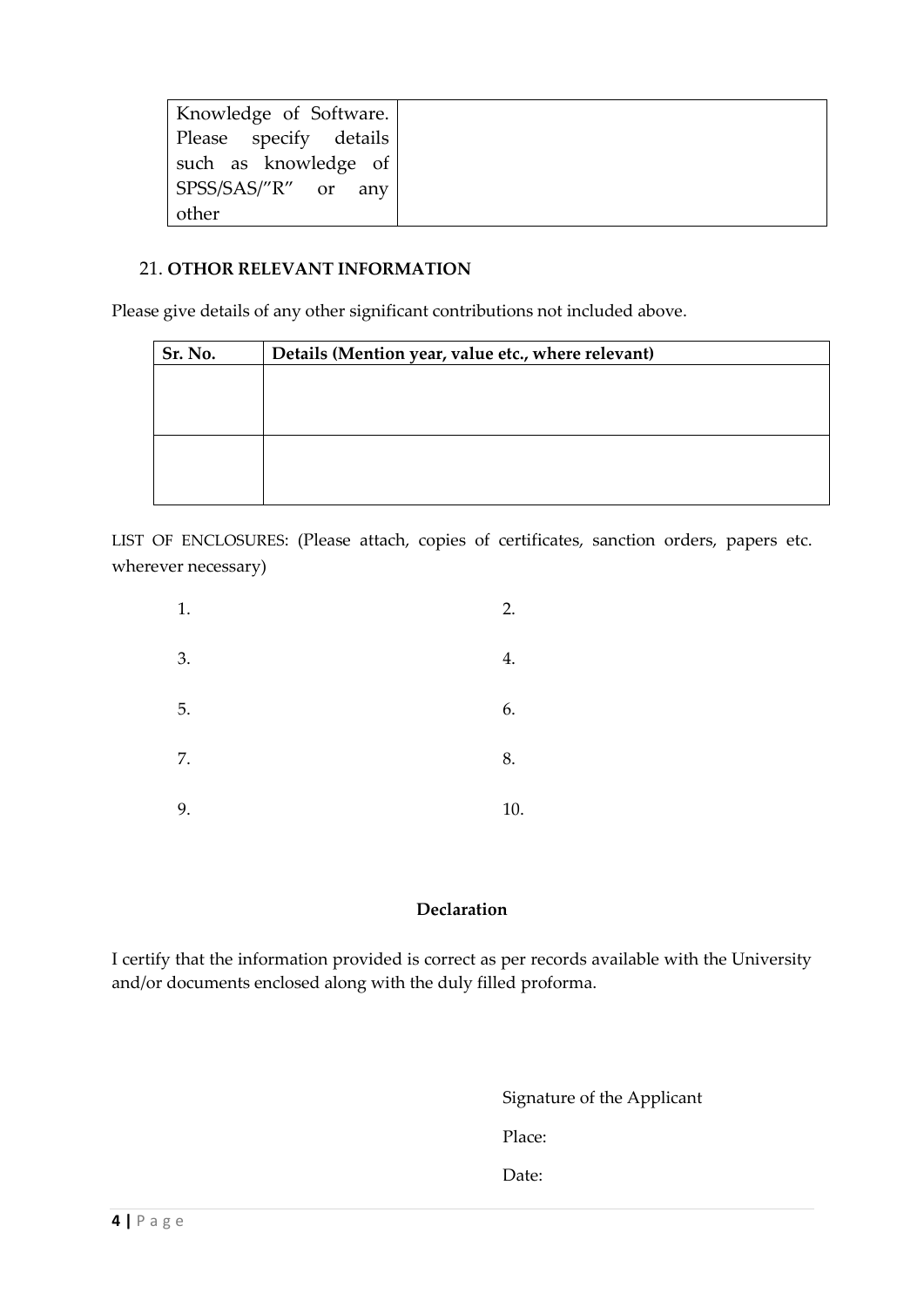| | |
|---|---|
| Knowledge of Software. Please specify details such as knowledge of SPSS/SAS/"R" or any other | |

21. **OTHOR RELEVANT INFORMATION**

Please give details of any other significant contributions not included above.

| Sr. No. | Details (Mention year, value etc., where relevant) |
|---|---|
| | |
| | |

LIST OF ENCLOSURES: (Please attach, copies of certificates, sanction orders, papers etc. wherever necessary)

1. 
2. 
3. 
4. 
5. 
6. 
7. 
8. 
9. 
10. 

**Declaration**

I certify that the information provided is correct as per records available with the University and/or documents enclosed along with the duly filled proforma.

Signature of the Applicant

Place:

Date: